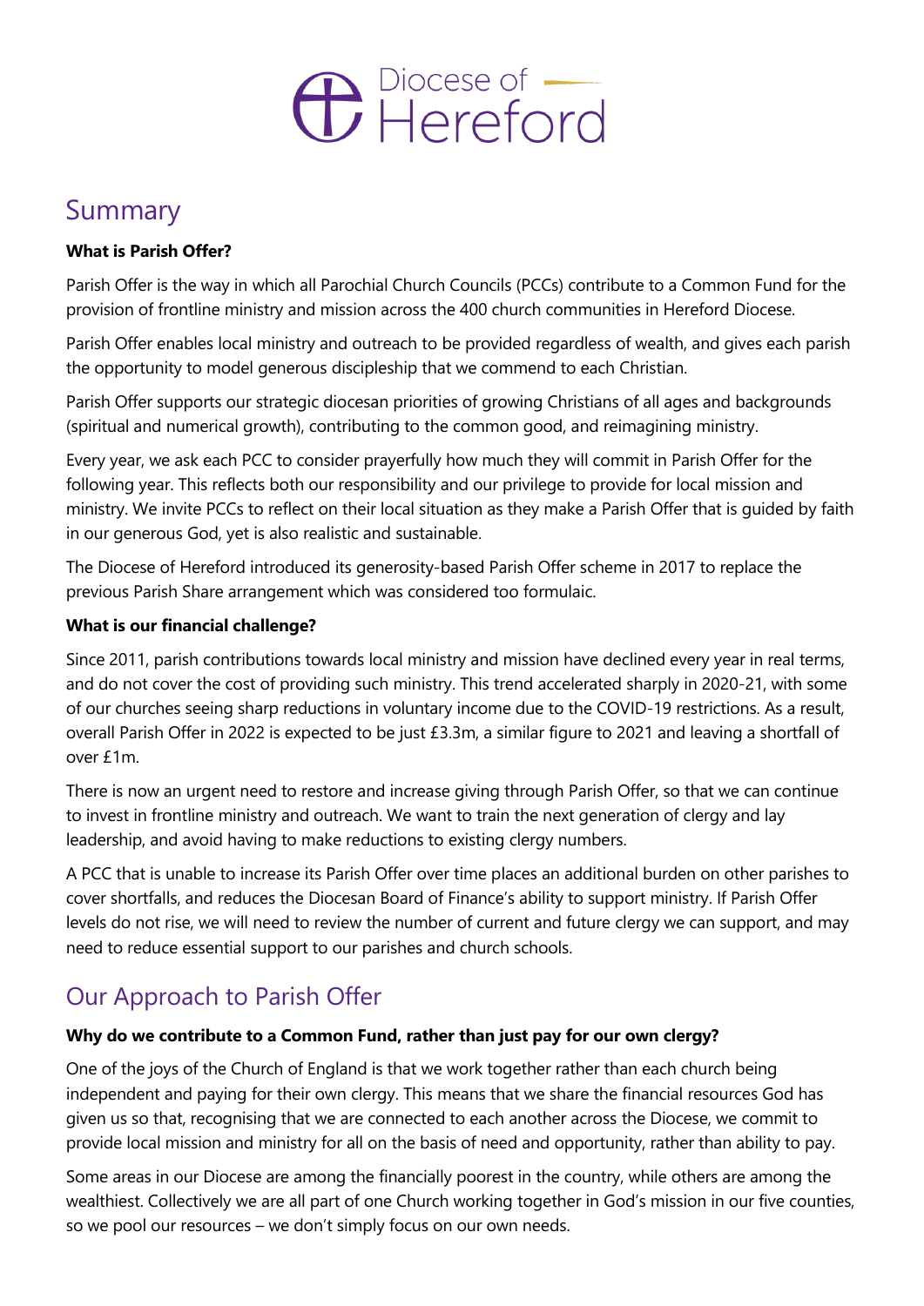Diocese of Hereford

## Summary

**What is Parish Offer?**

Parish Offer is the way in which all Parochial Church Councils (PCCs) contribute to a Common Fund for the provision of frontline ministry and mission across the 400 church communities in Hereford Diocese.

Parish Offer enables local ministry and outreach to be provided regardless of wealth, and gives each parish the opportunity to model generous discipleship that we commend to each Christian.

Parish Offer supports our strategic diocesan priorities of growing Christians of all ages and backgrounds (spiritual and numerical growth), contributing to the common good, and reimagining ministry.

Every year, we ask each PCC to consider prayerfully how much they will commit in Parish Offer for the following year. This reflects both our responsibility and our privilege to provide for local mission and ministry. We invite PCCs to reflect on their local situation as they make a Parish Offer that is guided by faith in our generous God, yet is also realistic and sustainable.

The Diocese of Hereford introduced its generosity-based Parish Offer scheme in 2017 to replace the previous Parish Share arrangement which was considered too formulaic.

**What is our financial challenge?**

Since 2011, parish contributions towards local ministry and mission have declined every year in real terms, and do not cover the cost of providing such ministry. This trend accelerated sharply in 2020-21, with some of our churches seeing sharp reductions in voluntary income due to the COVID-19 restrictions. As a result, overall Parish Offer in 2022 is expected to be just £3.3m, a similar figure to 2021 and leaving a shortfall of over £1m.

There is now an urgent need to restore and increase giving through Parish Offer, so that we can continue to invest in frontline ministry and outreach. We want to train the next generation of clergy and lay leadership, and avoid having to make reductions to existing clergy numbers.

A PCC that is unable to increase its Parish Offer over time places an additional burden on other parishes to cover shortfalls, and reduces the Diocesan Board of Finance's ability to support ministry. If Parish Offer levels do not rise, we will need to review the number of current and future clergy we can support, and may need to reduce essential support to our parishes and church schools.

## Our Approach to Parish Offer

**Why do we contribute to a Common Fund, rather than just pay for our own clergy?**

One of the joys of the Church of England is that we work together rather than each church being independent and paying for their own clergy. This means that we share the financial resources God has given us so that, recognising that we are connected to each another across the Diocese, we commit to provide local mission and ministry for all on the basis of need and opportunity, rather than ability to pay.

Some areas in our Diocese are among the financially poorest in the country, while others are among the wealthiest. Collectively we are all part of one Church working together in God's mission in our five counties, so we pool our resources – we don't simply focus on our own needs.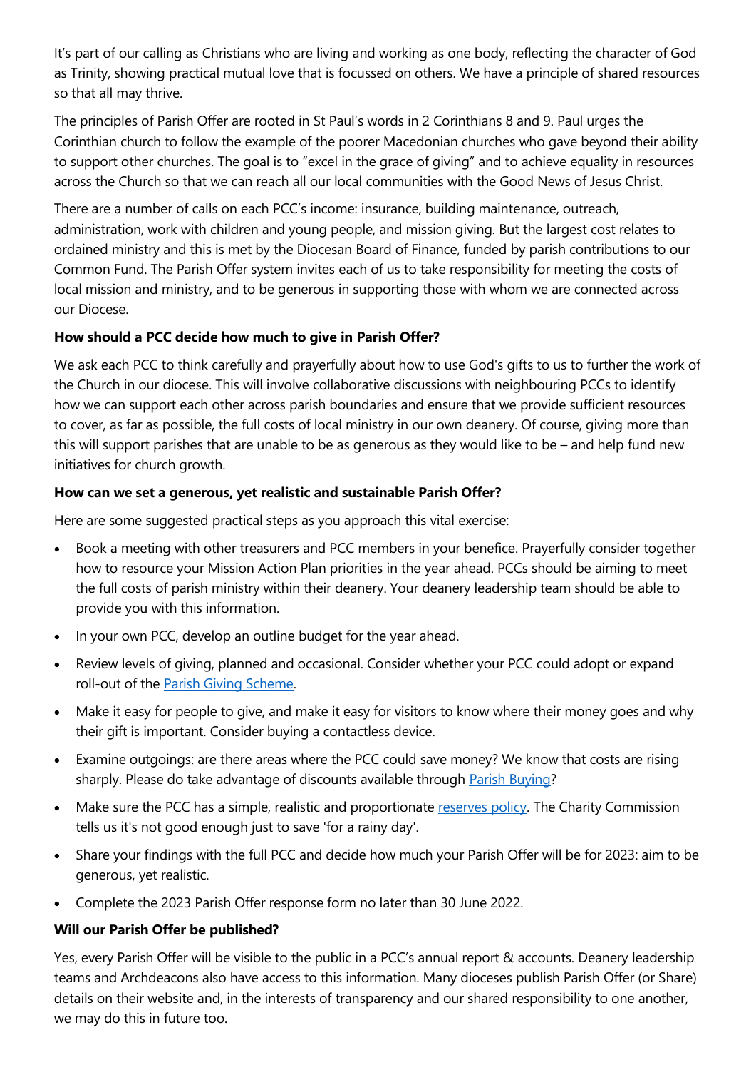It's part of our calling as Christians who are living and working as one body, reflecting the character of God as Trinity, showing practical mutual love that is focussed on others. We have a principle of shared resources so that all may thrive.

The principles of Parish Offer are rooted in St Paul's words in 2 Corinthians 8 and 9. Paul urges the Corinthian church to follow the example of the poorer Macedonian churches who gave beyond their ability to support other churches. The goal is to "excel in the grace of giving" and to achieve equality in resources across the Church so that we can reach all our local communities with the Good News of Jesus Christ.

There are a number of calls on each PCC's income: insurance, building maintenance, outreach, administration, work with children and young people, and mission giving. But the largest cost relates to ordained ministry and this is met by the Diocesan Board of Finance, funded by parish contributions to our Common Fund. The Parish Offer system invites each of us to take responsibility for meeting the costs of local mission and ministry, and to be generous in supporting those with whom we are connected across our Diocese.

**How should a PCC decide how much to give in Parish Offer?**

We ask each PCC to think carefully and prayerfully about how to use God's gifts to us to further the work of the Church in our diocese. This will involve collaborative discussions with neighbouring PCCs to identify how we can support each other across parish boundaries and ensure that we provide sufficient resources to cover, as far as possible, the full costs of local ministry in our own deanery. Of course, giving more than this will support parishes that are unable to be as generous as they would like to be – and help fund new initiatives for church growth.

**How can we set a generous, yet realistic and sustainable Parish Offer?**

Here are some suggested practical steps as you approach this vital exercise:

- Book a meeting with other treasurers and PCC members in your benefice. Prayerfully consider together how to resource your Mission Action Plan priorities in the year ahead. PCCs should be aiming to meet the full costs of parish ministry within their deanery. Your deanery leadership team should be able to provide you with this information.
- In your own PCC, develop an outline budget for the year ahead.
- Review levels of giving, planned and occasional. Consider whether your PCC could adopt or expand roll-out of the Parish Giving Scheme.
- Make it easy for people to give, and make it easy for visitors to know where their money goes and why their gift is important. Consider buying a contactless device.
- Examine outgoings: are there areas where the PCC could save money? We know that costs are rising sharply. Please do take advantage of discounts available through Parish Buying?
- Make sure the PCC has a simple, realistic and proportionate reserves policy. The Charity Commission tells us it's not good enough just to save 'for a rainy day'.
- Share your findings with the full PCC and decide how much your Parish Offer will be for 2023: aim to be generous, yet realistic.
- Complete the 2023 Parish Offer response form no later than 30 June 2022.

**Will our Parish Offer be published?**

Yes, every Parish Offer will be visible to the public in a PCC's annual report & accounts. Deanery leadership teams and Archdeacons also have access to this information. Many dioceses publish Parish Offer (or Share) details on their website and, in the interests of transparency and our shared responsibility to one another, we may do this in future too.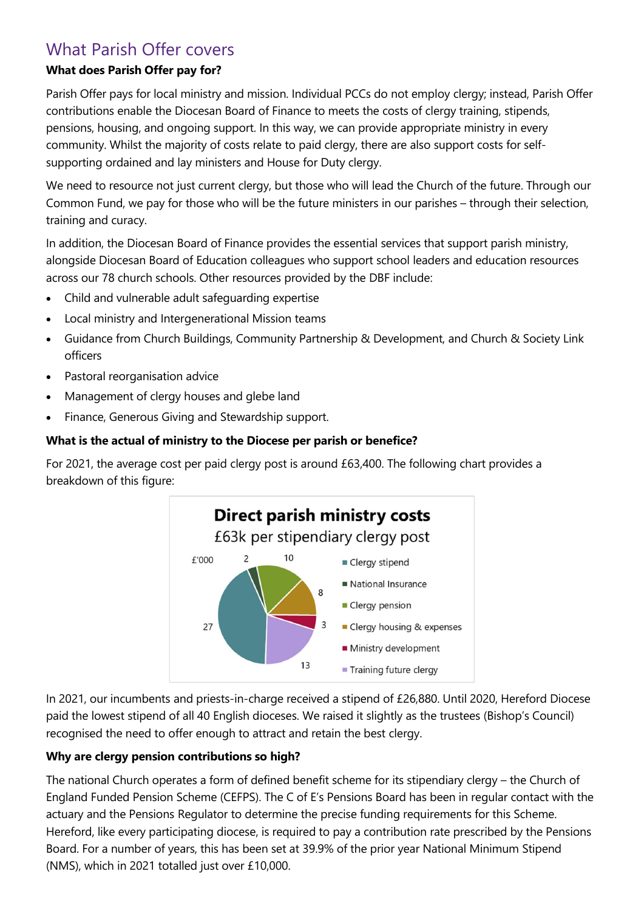## What Parish Offer covers

**What does Parish Offer pay for?**

Parish Offer pays for local ministry and mission. Individual PCCs do not employ clergy; instead, Parish Offer contributions enable the Diocesan Board of Finance to meets the costs of clergy training, stipends, pensions, housing, and ongoing support. In this way, we can provide appropriate ministry in every community. Whilst the majority of costs relate to paid clergy, there are also support costs for self-supporting ordained and lay ministers and House for Duty clergy.

We need to resource not just current clergy, but those who will lead the Church of the future. Through our Common Fund, we pay for those who will be the future ministers in our parishes – through their selection, training and curacy.

In addition, the Diocesan Board of Finance provides the essential services that support parish ministry, alongside Diocesan Board of Education colleagues who support school leaders and education resources across our 78 church schools. Other resources provided by the DBF include:

- Child and vulnerable adult safeguarding expertise
- Local ministry and Intergenerational Mission teams
- Guidance from Church Buildings, Community Partnership & Development, and Church & Society Link officers
- Pastoral reorganisation advice
- Management of clergy houses and glebe land
- Finance, Generous Giving and Stewardship support.

**What is the actual of ministry to the Diocese per parish or benefice?**

For 2021, the average cost per paid clergy post is around £63,400. The following chart provides a breakdown of this figure:

**Direct parish ministry costs**
£63k per stipendiary clergy post

£'000
2
10
8
3
13
27

Clergy stipend
National Insurance
Clergy pension
Clergy housing & expenses
Ministry development
Training future clergy

In 2021, our incumbents and priests-in-charge received a stipend of £26,880. Until 2020, Hereford Diocese paid the lowest stipend of all 40 English dioceses. We raised it slightly as the trustees (Bishop's Council) recognised the need to offer enough to attract and retain the best clergy.

**Why are clergy pension contributions so high?**

The national Church operates a form of defined benefit scheme for its stipendiary clergy – the Church of England Funded Pension Scheme (CEFPS). The C of E's Pensions Board has been in regular contact with the actuary and the Pensions Regulator to determine the precise funding requirements for this Scheme. Hereford, like every participating diocese, is required to pay a contribution rate prescribed by the Pensions Board. For a number of years, this has been set at 39.9% of the prior year National Minimum Stipend (NMS), which in 2021 totalled just over £10,000.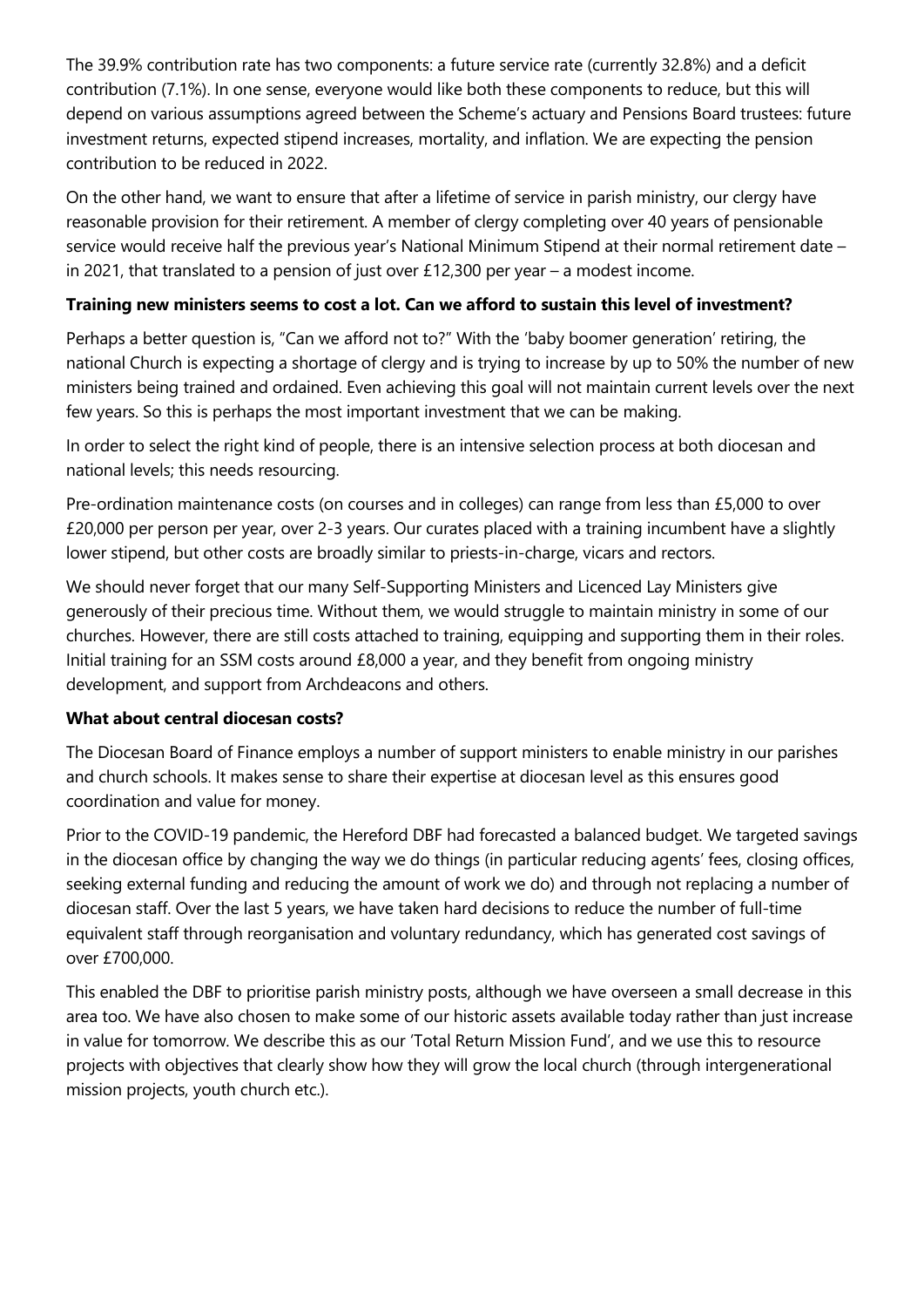The 39.9% contribution rate has two components: a future service rate (currently 32.8%) and a deficit contribution (7.1%). In one sense, everyone would like both these components to reduce, but this will depend on various assumptions agreed between the Scheme's actuary and Pensions Board trustees: future investment returns, expected stipend increases, mortality, and inflation. We are expecting the pension contribution to be reduced in 2022.

On the other hand, we want to ensure that after a lifetime of service in parish ministry, our clergy have reasonable provision for their retirement. A member of clergy completing over 40 years of pensionable service would receive half the previous year's National Minimum Stipend at their normal retirement date – in 2021, that translated to a pension of just over £12,300 per year – a modest income.

**Training new ministers seems to cost a lot. Can we afford to sustain this level of investment?**

Perhaps a better question is, "Can we afford not to?" With the 'baby boomer generation' retiring, the national Church is expecting a shortage of clergy and is trying to increase by up to 50% the number of new ministers being trained and ordained. Even achieving this goal will not maintain current levels over the next few years. So this is perhaps the most important investment that we can be making.

In order to select the right kind of people, there is an intensive selection process at both diocesan and national levels; this needs resourcing.

Pre-ordination maintenance costs (on courses and in colleges) can range from less than £5,000 to over £20,000 per person per year, over 2-3 years. Our curates placed with a training incumbent have a slightly lower stipend, but other costs are broadly similar to priests-in-charge, vicars and rectors.

We should never forget that our many Self-Supporting Ministers and Licenced Lay Ministers give generously of their precious time. Without them, we would struggle to maintain ministry in some of our churches. However, there are still costs attached to training, equipping and supporting them in their roles. Initial training for an SSM costs around £8,000 a year, and they benefit from ongoing ministry development, and support from Archdeacons and others.

**What about central diocesan costs?**

The Diocesan Board of Finance employs a number of support ministers to enable ministry in our parishes and church schools. It makes sense to share their expertise at diocesan level as this ensures good coordination and value for money.

Prior to the COVID-19 pandemic, the Hereford DBF had forecasted a balanced budget. We targeted savings in the diocesan office by changing the way we do things (in particular reducing agents' fees, closing offices, seeking external funding and reducing the amount of work we do) and through not replacing a number of diocesan staff. Over the last 5 years, we have taken hard decisions to reduce the number of full-time equivalent staff through reorganisation and voluntary redundancy, which has generated cost savings of over £700,000.

This enabled the DBF to prioritise parish ministry posts, although we have overseen a small decrease in this area too. We have also chosen to make some of our historic assets available today rather than just increase in value for tomorrow. We describe this as our 'Total Return Mission Fund', and we use this to resource projects with objectives that clearly show how they will grow the local church (through intergenerational mission projects, youth church etc.).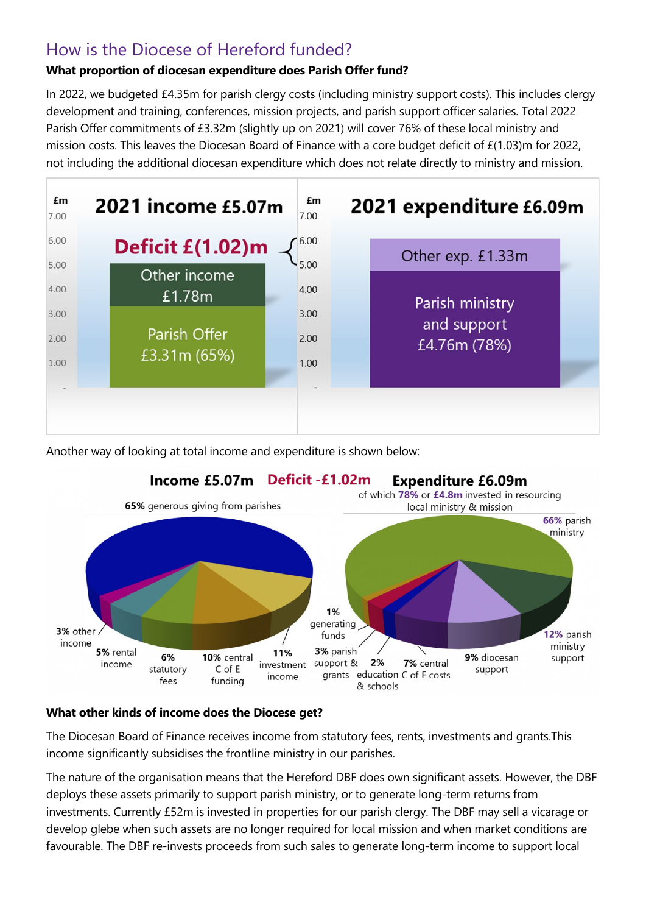## How is the Diocese of Hereford funded?

**What proportion of diocesan expenditure does Parish Offer fund?**

In 2022, we budgeted £4.35m for parish clergy costs (including ministry support costs). This includes clergy development and training, conferences, mission projects, and parish support officer salaries. Total 2022 Parish Offer commitments of £3.32m (slightly up on 2021) will cover 76% of these local ministry and mission costs. This leaves the Diocesan Board of Finance with a core budget deficit of £(1.03)m for 2022, not including the additional diocesan expenditure which does not relate directly to ministry and mission.

£m
7.00
6.00
5.00
4.00
3.00
2.00
1.00
-

2021 income £5.07m
Deficit £(1.02)m
Other income £1.78m
Parish Offer £3.31m (65%)

2021 expenditure £6.09m
Other exp. £1.33m
Parish ministry and support £4.76m (78%)

Another way of looking at total income and expenditure is shown below:

Income £5.07m
Deficit -£1.02m
Expenditure £6.09m
of which 78% or £4.8m invested in resourcing local ministry & mission

65% generous giving from parishes
3% other income
5% rental income
6% statutory fees
10% central C of E funding
11% investment income

66% parish ministry
12% parish ministry support
9% diocesan support
7% central C of E costs
2% education & schools
3% parish support & grants
1% generating funds

**What other kinds of income does the Diocese get?**

The Diocesan Board of Finance receives income from statutory fees, rents, investments and grants.This income significantly subsidises the frontline ministry in our parishes.

The nature of the organisation means that the Hereford DBF does own significant assets. However, the DBF deploys these assets primarily to support parish ministry, or to generate long-term returns from investments. Currently £52m is invested in properties for our parish clergy. The DBF may sell a vicarage or develop glebe when such assets are no longer required for local mission and when market conditions are favourable. The DBF re-invests proceeds from such sales to generate long-term income to support local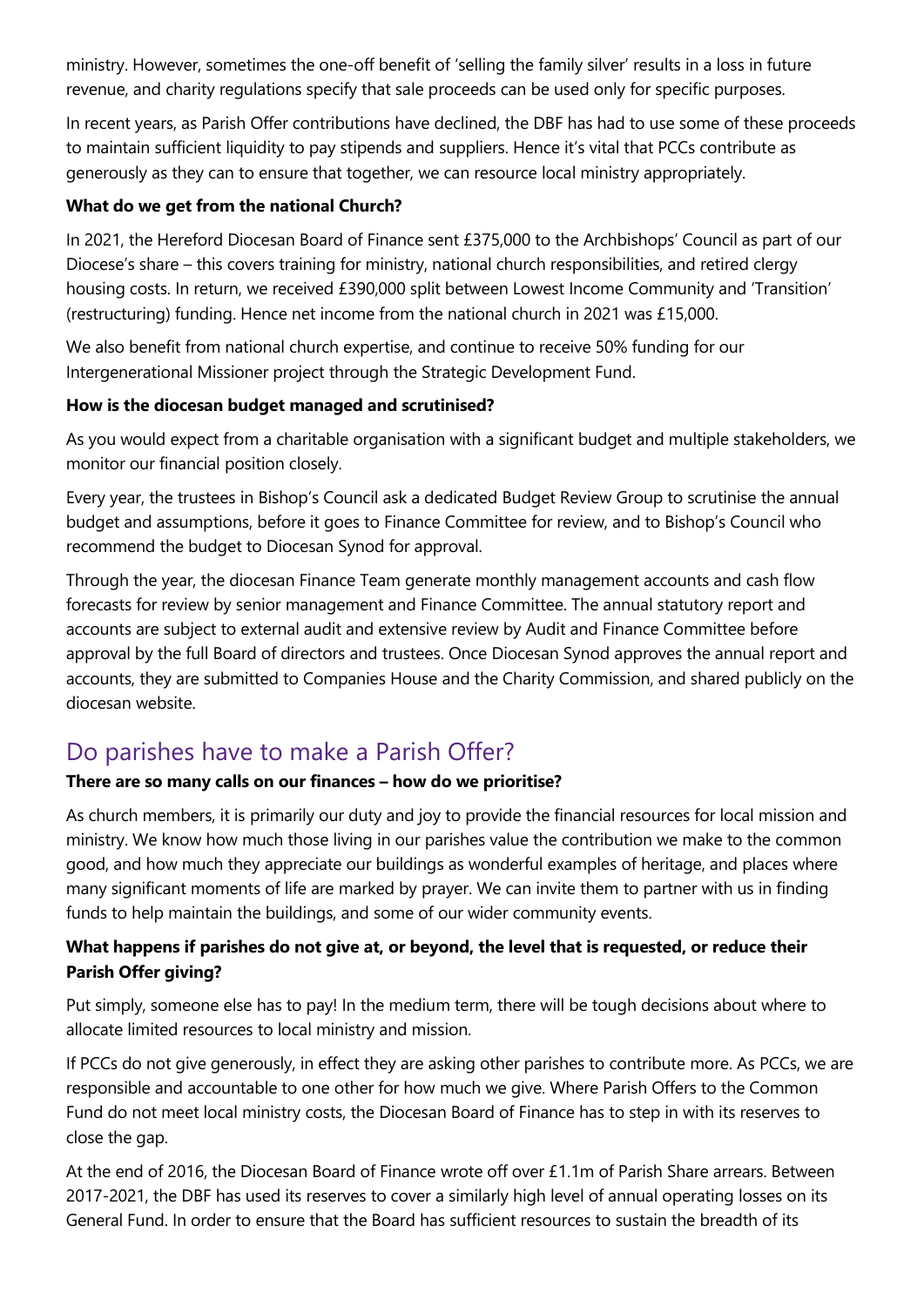ministry. However, sometimes the one-off benefit of 'selling the family silver' results in a loss in future revenue, and charity regulations specify that sale proceeds can be used only for specific purposes.

In recent years, as Parish Offer contributions have declined, the DBF has had to use some of these proceeds to maintain sufficient liquidity to pay stipends and suppliers. Hence it's vital that PCCs contribute as generously as they can to ensure that together, we can resource local ministry appropriately.

**What do we get from the national Church?**

In 2021, the Hereford Diocesan Board of Finance sent £375,000 to the Archbishops' Council as part of our Diocese's share – this covers training for ministry, national church responsibilities, and retired clergy housing costs. In return, we received £390,000 split between Lowest Income Community and 'Transition' (restructuring) funding. Hence net income from the national church in 2021 was £15,000.

We also benefit from national church expertise, and continue to receive 50% funding for our Intergenerational Missioner project through the Strategic Development Fund.

**How is the diocesan budget managed and scrutinised?**

As you would expect from a charitable organisation with a significant budget and multiple stakeholders, we monitor our financial position closely.

Every year, the trustees in Bishop's Council ask a dedicated Budget Review Group to scrutinise the annual budget and assumptions, before it goes to Finance Committee for review, and to Bishop's Council who recommend the budget to Diocesan Synod for approval.

Through the year, the diocesan Finance Team generate monthly management accounts and cash flow forecasts for review by senior management and Finance Committee. The annual statutory report and accounts are subject to external audit and extensive review by Audit and Finance Committee before approval by the full Board of directors and trustees. Once Diocesan Synod approves the annual report and accounts, they are submitted to Companies House and the Charity Commission, and shared publicly on the diocesan website.

## Do parishes have to make a Parish Offer?

**There are so many calls on our finances – how do we prioritise?**

As church members, it is primarily our duty and joy to provide the financial resources for local mission and ministry. We know how much those living in our parishes value the contribution we make to the common good, and how much they appreciate our buildings as wonderful examples of heritage, and places where many significant moments of life are marked by prayer. We can invite them to partner with us in finding funds to help maintain the buildings, and some of our wider community events.

**What happens if parishes do not give at, or beyond, the level that is requested, or reduce their Parish Offer giving?**

Put simply, someone else has to pay! In the medium term, there will be tough decisions about where to allocate limited resources to local ministry and mission.

If PCCs do not give generously, in effect they are asking other parishes to contribute more. As PCCs, we are responsible and accountable to one other for how much we give. Where Parish Offers to the Common Fund do not meet local ministry costs, the Diocesan Board of Finance has to step in with its reserves to close the gap.

At the end of 2016, the Diocesan Board of Finance wrote off over £1.1m of Parish Share arrears. Between 2017-2021, the DBF has used its reserves to cover a similarly high level of annual operating losses on its General Fund. In order to ensure that the Board has sufficient resources to sustain the breadth of its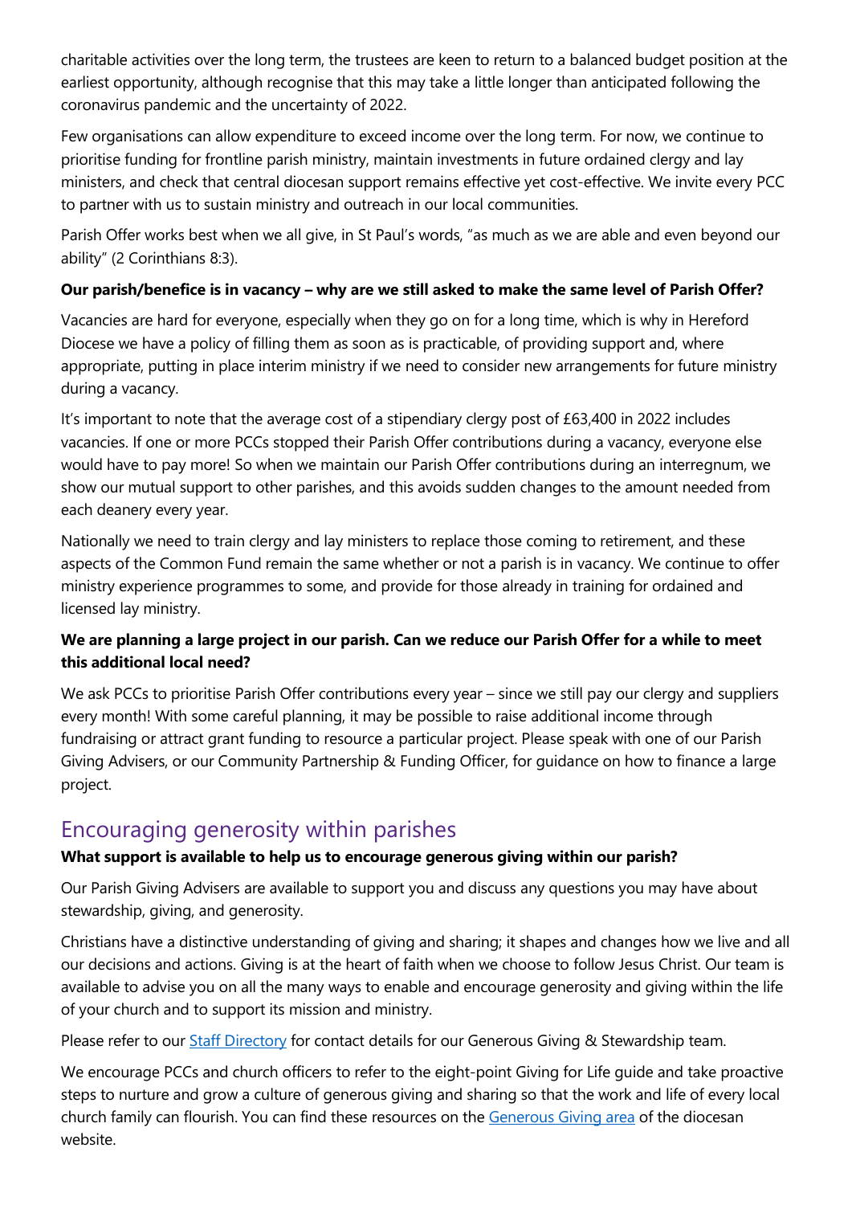charitable activities over the long term, the trustees are keen to return to a balanced budget position at the earliest opportunity, although recognise that this may take a little longer than anticipated following the coronavirus pandemic and the uncertainty of 2022.

Few organisations can allow expenditure to exceed income over the long term. For now, we continue to prioritise funding for frontline parish ministry, maintain investments in future ordained clergy and lay ministers, and check that central diocesan support remains effective yet cost-effective. We invite every PCC to partner with us to sustain ministry and outreach in our local communities.

Parish Offer works best when we all give, in St Paul's words, "as much as we are able and even beyond our ability" (2 Corinthians 8:3).

**Our parish/benefice is in vacancy – why are we still asked to make the same level of Parish Offer?**

Vacancies are hard for everyone, especially when they go on for a long time, which is why in Hereford Diocese we have a policy of filling them as soon as is practicable, of providing support and, where appropriate, putting in place interim ministry if we need to consider new arrangements for future ministry during a vacancy.

It's important to note that the average cost of a stipendiary clergy post of £63,400 in 2022 includes vacancies. If one or more PCCs stopped their Parish Offer contributions during a vacancy, everyone else would have to pay more! So when we maintain our Parish Offer contributions during an interregnum, we show our mutual support to other parishes, and this avoids sudden changes to the amount needed from each deanery every year.

Nationally we need to train clergy and lay ministers to replace those coming to retirement, and these aspects of the Common Fund remain the same whether or not a parish is in vacancy. We continue to offer ministry experience programmes to some, and provide for those already in training for ordained and licensed lay ministry.

**We are planning a large project in our parish. Can we reduce our Parish Offer for a while to meet this additional local need?**

We ask PCCs to prioritise Parish Offer contributions every year – since we still pay our clergy and suppliers every month! With some careful planning, it may be possible to raise additional income through fundraising or attract grant funding to resource a particular project. Please speak with one of our Parish Giving Advisers, or our Community Partnership & Funding Officer, for guidance on how to finance a large project.

## Encouraging generosity within parishes

**What support is available to help us to encourage generous giving within our parish?**

Our Parish Giving Advisers are available to support you and discuss any questions you may have about stewardship, giving, and generosity.

Christians have a distinctive understanding of giving and sharing; it shapes and changes how we live and all our decisions and actions. Giving is at the heart of faith when we choose to follow Jesus Christ. Our team is available to advise you on all the many ways to enable and encourage generosity and giving within the life of your church and to support its mission and ministry.

Please refer to our Staff Directory for contact details for our Generous Giving & Stewardship team.

We encourage PCCs and church officers to refer to the eight-point Giving for Life guide and take proactive steps to nurture and grow a culture of generous giving and sharing so that the work and life of every local church family can flourish. You can find these resources on the Generous Giving area of the diocesan website.